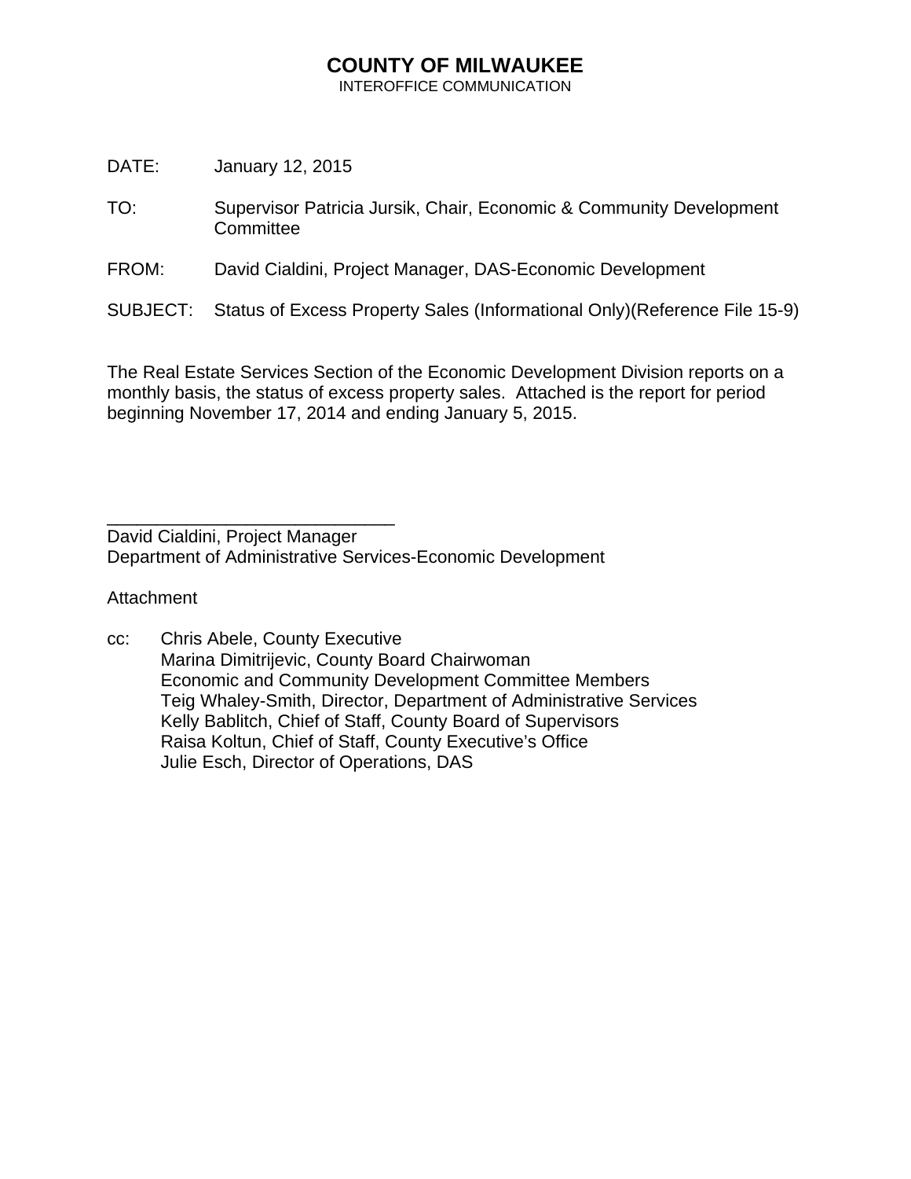# COUNTY OF MILWAUKEE

INTEROFFICE COMMUNICATION

DATE: January 12, 2015

TO: Supervisor Patricia Jursik, Chair, Economic & Community Development Committee

FROM: David Cialdini, Project Manager, DAS-Economic Development

SUBJECT: Status of Excess Property Sales (Informational Only)(Reference File 15-9)

The Real Estate Services Section of the Economic Development Division reports on a monthly basis, the status of excess property sales. Attached is the report for period beginning November 17, 2014 and ending January 5, 2015.

\_\_\_\_\_\_\_\_\_\_\_\_\_\_\_\_\_\_\_\_\_\_\_\_\_\_\_\_\_\_

David Cialdini, Project Manager
Department of Administrative Services-Economic Development

Attachment

cc: Chris Abele, County Executive
Marina Dimitrijevic, County Board Chairwoman
Economic and Community Development Committee Members
Teig Whaley-Smith, Director, Department of Administrative Services
Kelly Bablitch, Chief of Staff, County Board of Supervisors
Raisa Koltun, Chief of Staff, County Executive's Office
Julie Esch, Director of Operations, DAS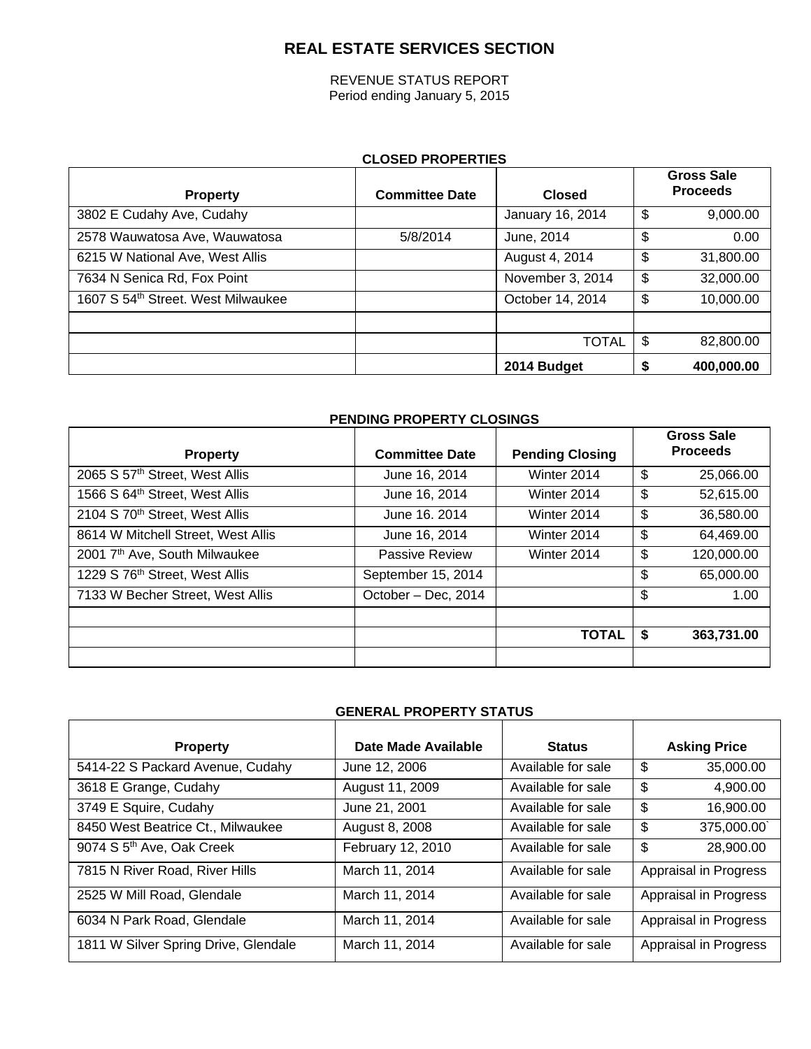# REAL ESTATE SERVICES SECTION

REVENUE STATUS REPORT
Period ending January 5, 2015

### CLOSED PROPERTIES

| Property | Committee Date | Closed | Gross Sale Proceeds |
|---|---|---|---|
| 3802 E Cudahy Ave, Cudahy | | January 16, 2014 | $ 9,000.00 |
| 2578 Wauwatosa Ave, Wauwatosa | 5/8/2014 | June, 2014 | $ 0.00 |
| 6215 W National Ave, West Allis | | August 4, 2014 | $ 31,800.00 |
| 7634 N Senica Rd, Fox Point | | November 3, 2014 | $ 32,000.00 |
| 1607 S 54th Street. West Milwaukee | | October 14, 2014 | $ 10,000.00 |
| | | | |
| | | TOTAL | $ 82,800.00 |
| | | **2014 Budget** | **$ 400,000.00** |

### PENDING PROPERTY CLOSINGS

| Property | Committee Date | Pending Closing | Gross Sale Proceeds |
|---|---|---|---|
| 2065 S 57th Street, West Allis | June 16, 2014 | Winter 2014 | $ 25,066.00 |
| 1566 S 64th Street, West Allis | June 16, 2014 | Winter 2014 | $ 52,615.00 |
| 2104 S 70th Street, West Allis | June 16. 2014 | Winter 2014 | $ 36,580.00 |
| 8614 W Mitchell Street, West Allis | June 16, 2014 | Winter 2014 | $ 64,469.00 |
| 2001 7th Ave, South Milwaukee | Passive Review | Winter 2014 | $ 120,000.00 |
| 1229 S 76th Street, West Allis | September 15, 2014 | | $ 65,000.00 |
| 7133 W Becher Street, West Allis | October – Dec, 2014 | | $ 1.00 |
| | | | |
| | | **TOTAL** | **$ 363,731.00** |
| | | | |

### GENERAL PROPERTY STATUS

| Property | Date Made Available | Status | Asking Price |
|---|---|---|---|
| 5414-22 S Packard Avenue, Cudahy | June 12, 2006 | Available for sale | $ 35,000.00 |
| 3618 E Grange, Cudahy | August 11, 2009 | Available for sale | $ 4,900.00 |
| 3749 E Squire, Cudahy | June 21, 2001 | Available for sale | $ 16,900.00 |
| 8450 West Beatrice Ct., Milwaukee | August 8, 2008 | Available for sale | $ 375,000.00` |
| 9074 S 5th Ave, Oak Creek | February 12, 2010 | Available for sale | $ 28,900.00 |
| 7815 N River Road, River Hills | March 11, 2014 | Available for sale | Appraisal in Progress |
| 2525 W Mill Road, Glendale | March 11, 2014 | Available for sale | Appraisal in Progress |
| 6034 N Park Road, Glendale | March 11, 2014 | Available for sale | Appraisal in Progress |
| 1811 W Silver Spring Drive, Glendale | March 11, 2014 | Available for sale | Appraisal in Progress |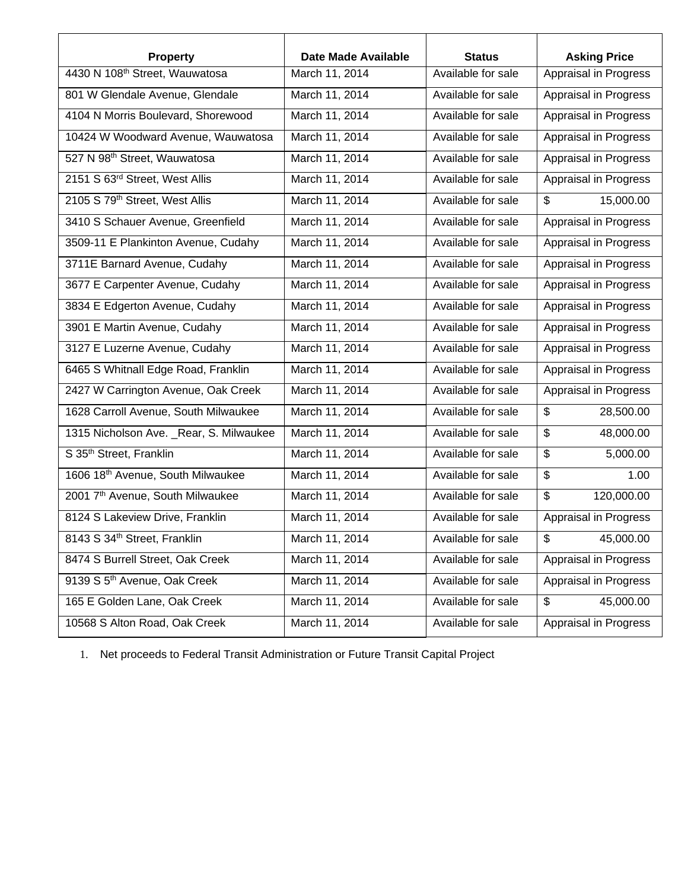| Property | Date Made Available | Status | Asking Price |
|---|---|---|---|
| 4430 N 108th Street, Wauwatosa | March 11, 2014 | Available for sale | Appraisal in Progress |
| 801 W Glendale Avenue, Glendale | March 11, 2014 | Available for sale | Appraisal in Progress |
| 4104 N Morris Boulevard, Shorewood | March 11, 2014 | Available for sale | Appraisal in Progress |
| 10424 W Woodward Avenue, Wauwatosa | March 11, 2014 | Available for sale | Appraisal in Progress |
| 527 N 98th Street, Wauwatosa | March 11, 2014 | Available for sale | Appraisal in Progress |
| 2151 S 63rd Street, West Allis | March 11, 2014 | Available for sale | Appraisal in Progress |
| 2105 S 79th Street, West Allis | March 11, 2014 | Available for sale | $ 15,000.00 |
| 3410 S Schauer Avenue, Greenfield | March 11, 2014 | Available for sale | Appraisal in Progress |
| 3509-11 E Plankinton Avenue, Cudahy | March 11, 2014 | Available for sale | Appraisal in Progress |
| 3711E Barnard Avenue, Cudahy | March 11, 2014 | Available for sale | Appraisal in Progress |
| 3677 E Carpenter Avenue, Cudahy | March 11, 2014 | Available for sale | Appraisal in Progress |
| 3834 E Edgerton Avenue, Cudahy | March 11, 2014 | Available for sale | Appraisal in Progress |
| 3901 E Martin Avenue, Cudahy | March 11, 2014 | Available for sale | Appraisal in Progress |
| 3127 E Luzerne Avenue, Cudahy | March 11, 2014 | Available for sale | Appraisal in Progress |
| 6465 S Whitnall Edge Road, Franklin | March 11, 2014 | Available for sale | Appraisal in Progress |
| 2427 W Carrington Avenue, Oak Creek | March 11, 2014 | Available for sale | Appraisal in Progress |
| 1628 Carroll Avenue, South Milwaukee | March 11, 2014 | Available for sale | $ 28,500.00 |
| 1315 Nicholson Ave. _Rear, S. Milwaukee | March 11, 2014 | Available for sale | $ 48,000.00 |
| S 35th Street, Franklin | March 11, 2014 | Available for sale | $ 5,000.00 |
| 1606 18th Avenue, South Milwaukee | March 11, 2014 | Available for sale | $ 1.00 |
| 2001 7th Avenue, South Milwaukee | March 11, 2014 | Available for sale | $ 120,000.00 |
| 8124 S Lakeview Drive, Franklin | March 11, 2014 | Available for sale | Appraisal in Progress |
| 8143 S 34th Street, Franklin | March 11, 2014 | Available for sale | $ 45,000.00 |
| 8474 S Burrell Street, Oak Creek | March 11, 2014 | Available for sale | Appraisal in Progress |
| 9139 S 5th Avenue, Oak Creek | March 11, 2014 | Available for sale | Appraisal in Progress |
| 165 E Golden Lane, Oak Creek | March 11, 2014 | Available for sale | $ 45,000.00 |
| 10568 S Alton Road, Oak Creek | March 11, 2014 | Available for sale | Appraisal in Progress |

1. Net proceeds to Federal Transit Administration or Future Transit Capital Project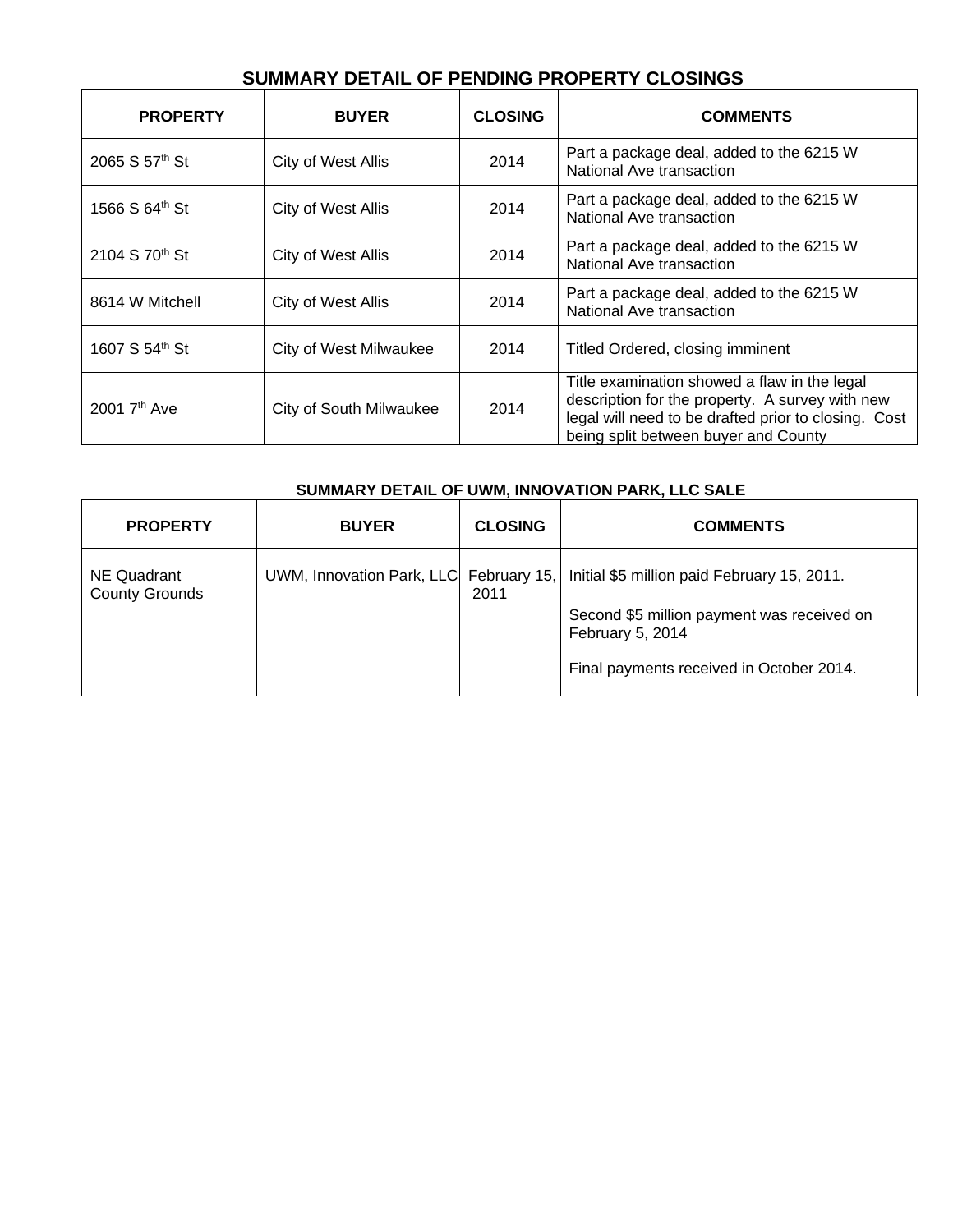## SUMMARY DETAIL OF PENDING PROPERTY CLOSINGS

| PROPERTY | BUYER | CLOSING | COMMENTS |
|---|---|---|---|
| 2065 S 57th St | City of West Allis | 2014 | Part a package deal, added to the 6215 W National Ave transaction |
| 1566 S 64th St | City of West Allis | 2014 | Part a package deal, added to the 6215 W National Ave transaction |
| 2104 S 70th St | City of West Allis | 2014 | Part a package deal, added to the 6215 W National Ave transaction |
| 8614 W Mitchell | City of West Allis | 2014 | Part a package deal, added to the 6215 W National Ave transaction |
| 1607 S 54th St | City of West Milwaukee | 2014 | Titled Ordered, closing imminent |
| 2001 7th Ave | City of South Milwaukee | 2014 | Title examination showed a flaw in the legal description for the property. A survey with new legal will need to be drafted prior to closing. Cost being split between buyer and County |

### SUMMARY DETAIL OF UWM, INNOVATION PARK, LLC SALE

| PROPERTY | BUYER | CLOSING | COMMENTS |
|---|---|---|---|
| NE Quadrant County Grounds | UWM, Innovation Park, LLC | February 15, 2011 | Initial $5 million paid February 15, 2011.<br><br>Second $5 million payment was received on February 5, 2014<br><br>Final payments received in October 2014. |